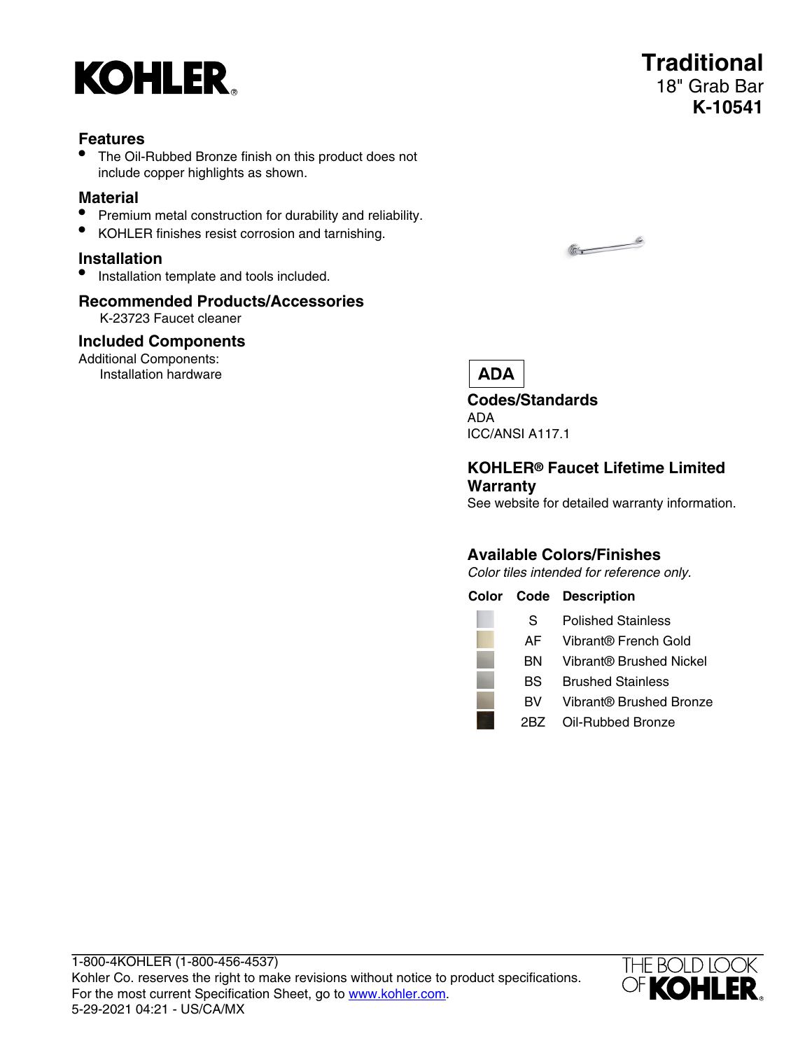KOHLER®

# Traditional

18" Grab Bar

**K-10541**

## Features

- The Oil-Rubbed Bronze finish on this product does not include copper highlights as shown.

## Material

- Premium metal construction for durability and reliability.
- KOHLER finishes resist corrosion and tarnishing.

## Installation

- Installation template and tools included.

## Recommended Products/Accessories

K-23723 Faucet cleaner

## Included Components

Additional Components:

Installation hardware

ADA

## Codes/Standards

ADA

ICC/ANSI A117.1

## KOHLER® Faucet Lifetime Limited Warranty

See website for detailed warranty information.

## Available Colors/Finishes

*Color tiles intended for reference only.*

| Color | Code | Description |
|---|---|---|
| | S | Polished Stainless |
| | AF | Vibrant® French Gold |
| | BN | Vibrant® Brushed Nickel |
| | BS | Brushed Stainless |
| | BV | Vibrant® Brushed Bronze |
| | 2BZ | Oil-Rubbed Bronze |

1-800-4KOHLER (1-800-456-4537)

Kohler Co. reserves the right to make revisions without notice to product specifications.

For the most current Specification Sheet, go to www.kohler.com.

5-29-2021 04:21 - US/CA/MX

THE BOLD LOOK OF KOHLER®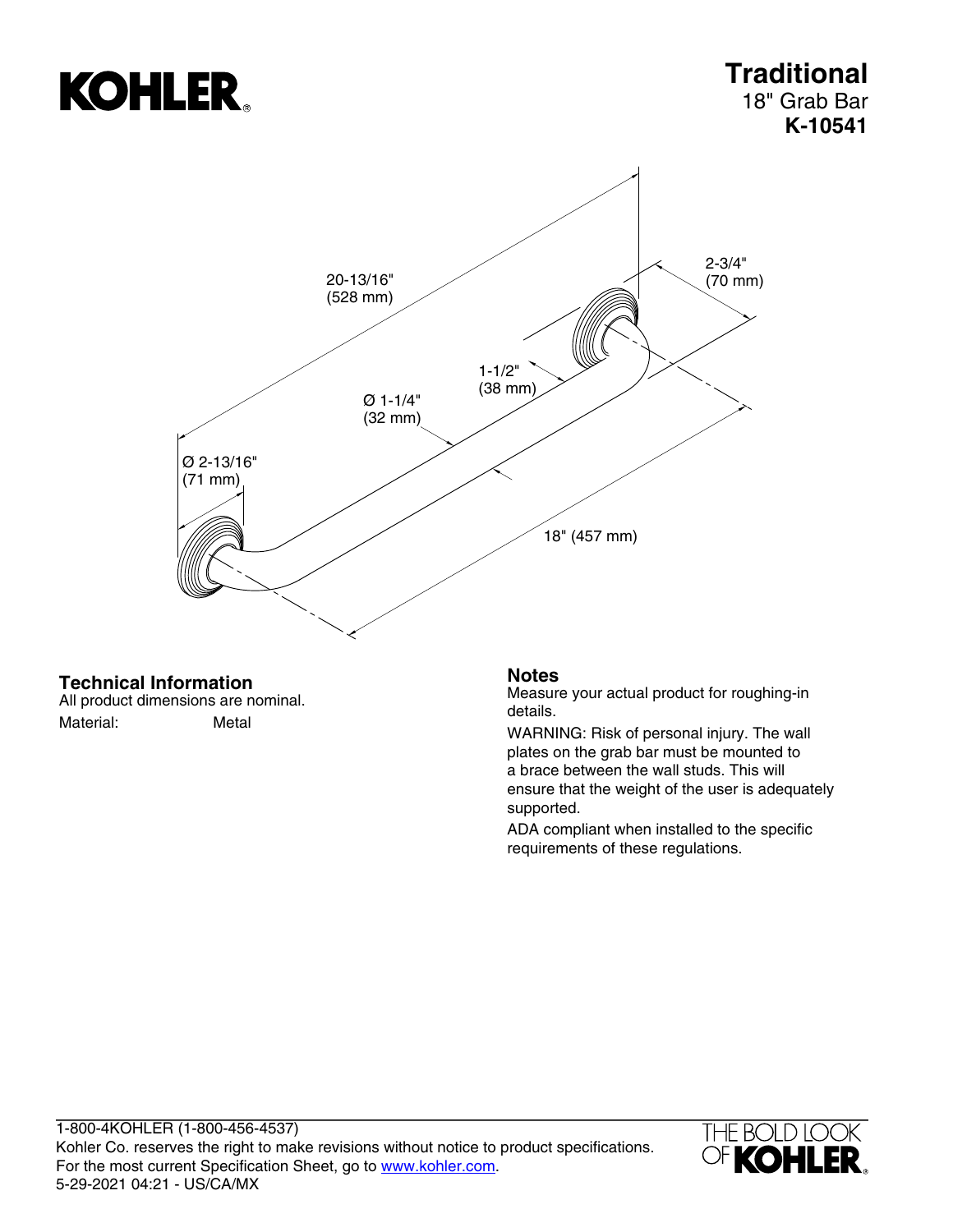# Traditional

18" Grab Bar

**K-10541**

20-13/16"
(528 mm)

2-3/4"
(70 mm)

1-1/2"
(38 mm)

Ø 1-1/4"
(32 mm)

Ø 2-13/16"
(71 mm)

18" (457 mm)

## Technical Information

All product dimensions are nominal.

| | |
|---|---|
| Material: | Metal |

## Notes

Measure your actual product for roughing-in details.

WARNING: Risk of personal injury. The wall plates on the grab bar must be mounted to a brace between the wall studs. This will ensure that the weight of the user is adequately supported.

ADA compliant when installed to the specific requirements of these regulations.

1-800-4KOHLER (1-800-456-4537)
Kohler Co. reserves the right to make revisions without notice to product specifications.
For the most current Specification Sheet, go to www.kohler.com.
5-29-2021 04:21 - US/CA/MX